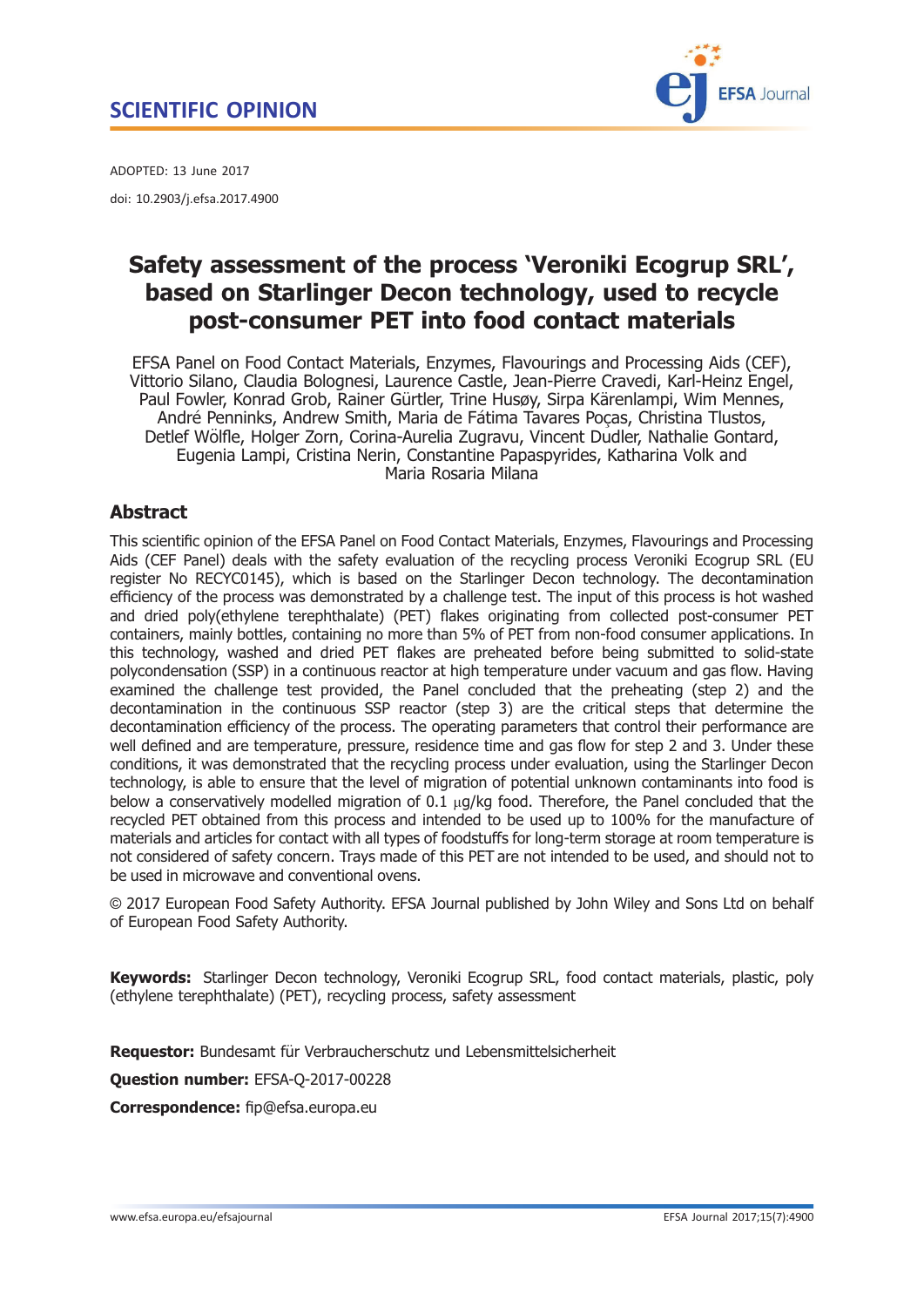SCIENTIFIC OPINION

ADOPTED: 13 June 2017

doi: 10.2903/j.efsa.2017.4900

# Safety assessment of the process 'Veroniki Ecogrup SRL', based on Starlinger Decon technology, used to recycle post-consumer PET into food contact materials

EFSA Panel on Food Contact Materials, Enzymes, Flavourings and Processing Aids (CEF), Vittorio Silano, Claudia Bolognesi, Laurence Castle, Jean-Pierre Cravedi, Karl-Heinz Engel, Paul Fowler, Konrad Grob, Rainer Gürtler, Trine Husøy, Sirpa Kärenlampi, Wim Mennes, André Penninks, Andrew Smith, Maria de Fátima Tavares Poças, Christina Tlustos, Detlef Wölfle, Holger Zorn, Corina-Aurelia Zugravu, Vincent Dudler, Nathalie Gontard, Eugenia Lampi, Cristina Nerin, Constantine Papaspyrides, Katharina Volk and Maria Rosaria Milana

## Abstract

This scientific opinion of the EFSA Panel on Food Contact Materials, Enzymes, Flavourings and Processing Aids (CEF Panel) deals with the safety evaluation of the recycling process Veroniki Ecogrup SRL (EU register No RECYC0145), which is based on the Starlinger Decon technology. The decontamination efficiency of the process was demonstrated by a challenge test. The input of this process is hot washed and dried poly(ethylene terephthalate) (PET) flakes originating from collected post-consumer PET containers, mainly bottles, containing no more than 5% of PET from non-food consumer applications. In this technology, washed and dried PET flakes are preheated before being submitted to solid-state polycondensation (SSP) in a continuous reactor at high temperature under vacuum and gas flow. Having examined the challenge test provided, the Panel concluded that the preheating (step 2) and the decontamination in the continuous SSP reactor (step 3) are the critical steps that determine the decontamination efficiency of the process. The operating parameters that control their performance are well defined and are temperature, pressure, residence time and gas flow for step 2 and 3. Under these conditions, it was demonstrated that the recycling process under evaluation, using the Starlinger Decon technology, is able to ensure that the level of migration of potential unknown contaminants into food is below a conservatively modelled migration of 0.1 μg/kg food. Therefore, the Panel concluded that the recycled PET obtained from this process and intended to be used up to 100% for the manufacture of materials and articles for contact with all types of foodstuffs for long-term storage at room temperature is not considered of safety concern. Trays made of this PET are not intended to be used, and should not to be used in microwave and conventional ovens.

© 2017 European Food Safety Authority. EFSA Journal published by John Wiley and Sons Ltd on behalf of European Food Safety Authority.

**Keywords:** Starlinger Decon technology, Veroniki Ecogrup SRL, food contact materials, plastic, poly (ethylene terephthalate) (PET), recycling process, safety assessment

**Requestor:** Bundesamt für Verbraucherschutz und Lebensmittelsicherheit

**Question number:** EFSA-Q-2017-00228

**Correspondence:** fip@efsa.europa.eu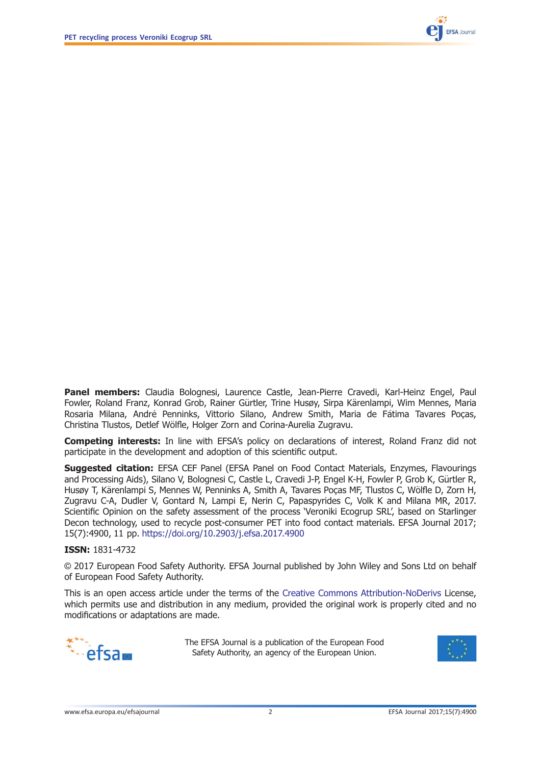**Panel members:** Claudia Bolognesi, Laurence Castle, Jean-Pierre Cravedi, Karl-Heinz Engel, Paul Fowler, Roland Franz, Konrad Grob, Rainer Gürtler, Trine Husøy, Sirpa Kärenlampi, Wim Mennes, Maria Rosaria Milana, André Penninks, Vittorio Silano, Andrew Smith, Maria de Fátima Tavares Poças, Christina Tlustos, Detlef Wölfle, Holger Zorn and Corina-Aurelia Zugravu.

**Competing interests:** In line with EFSA's policy on declarations of interest, Roland Franz did not participate in the development and adoption of this scientific output.

**Suggested citation:** EFSA CEF Panel (EFSA Panel on Food Contact Materials, Enzymes, Flavourings and Processing Aids), Silano V, Bolognesi C, Castle L, Cravedi J-P, Engel K-H, Fowler P, Grob K, Gürtler R, Husøy T, Kärenlampi S, Mennes W, Penninks A, Smith A, Tavares Poças MF, Tlustos C, Wölfle D, Zorn H, Zugravu C-A, Dudler V, Gontard N, Lampi E, Nerin C, Papaspyrides C, Volk K and Milana MR, 2017. Scientific Opinion on the safety assessment of the process 'Veroniki Ecogrup SRL', based on Starlinger Decon technology, used to recycle post-consumer PET into food contact materials. EFSA Journal 2017; 15(7):4900, 11 pp. https://doi.org/10.2903/j.efsa.2017.4900

**ISSN:** 1831-4732

© 2017 European Food Safety Authority. EFSA Journal published by John Wiley and Sons Ltd on behalf of European Food Safety Authority.

This is an open access article under the terms of the Creative Commons Attribution-NoDerivs License, which permits use and distribution in any medium, provided the original work is properly cited and no modifications or adaptations are made.

The EFSA Journal is a publication of the European Food Safety Authority, an agency of the European Union.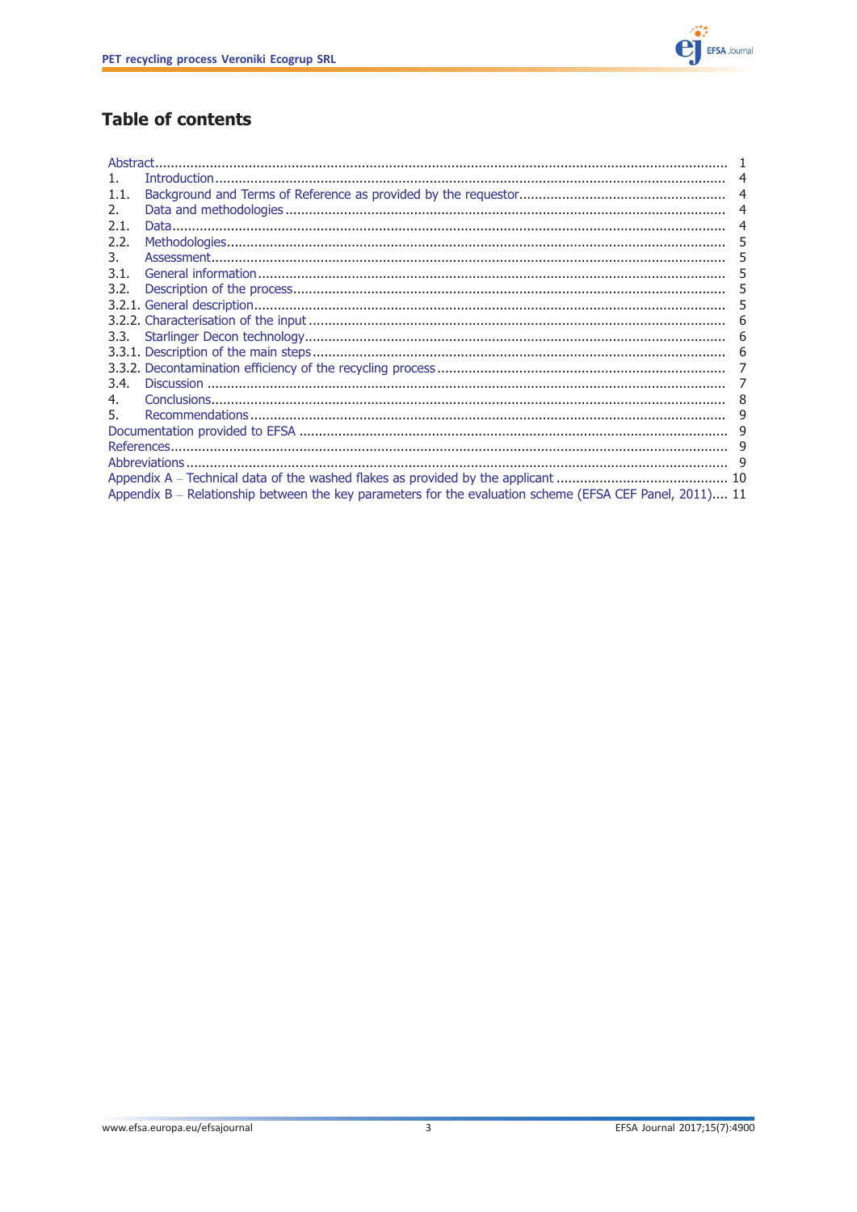# Table of contents

Abstract ........................................................................................................................................ 1
1. Introduction ................................................................................................................................ 4
1.1. Background and Terms of Reference as provided by the requestor .................................................... 4
2. Data and methodologies ............................................................................................................... 4
2.1. Data .......................................................................................................................................... 4
2.2. Methodologies ............................................................................................................................ 5
3. Assessment ................................................................................................................................. 5
3.1. General information ..................................................................................................................... 5
3.2. Description of the process ............................................................................................................ 5
3.2.1. General description ..................................................................................................................... 5
3.2.2. Characterisation of the input ......................................................................................................... 6
3.3. Starlinger Decon technology .......................................................................................................... 6
3.3.1. Description of the main steps ........................................................................................................ 6
3.3.2. Decontamination efficiency of the recycling process ......................................................................... 7
3.4. Discussion .................................................................................................................................. 7
4. Conclusions ................................................................................................................................. 8
5. Recommendations ........................................................................................................................ 9
Documentation provided to EFSA ............................................................................................................ 9
References ........................................................................................................................................... 9
Abbreviations ........................................................................................................................................ 9
Appendix A – Technical data of the washed flakes as provided by the applicant ........................................... 10
Appendix B – Relationship between the key parameters for the evaluation scheme (EFSA CEF Panel, 2011) .... 11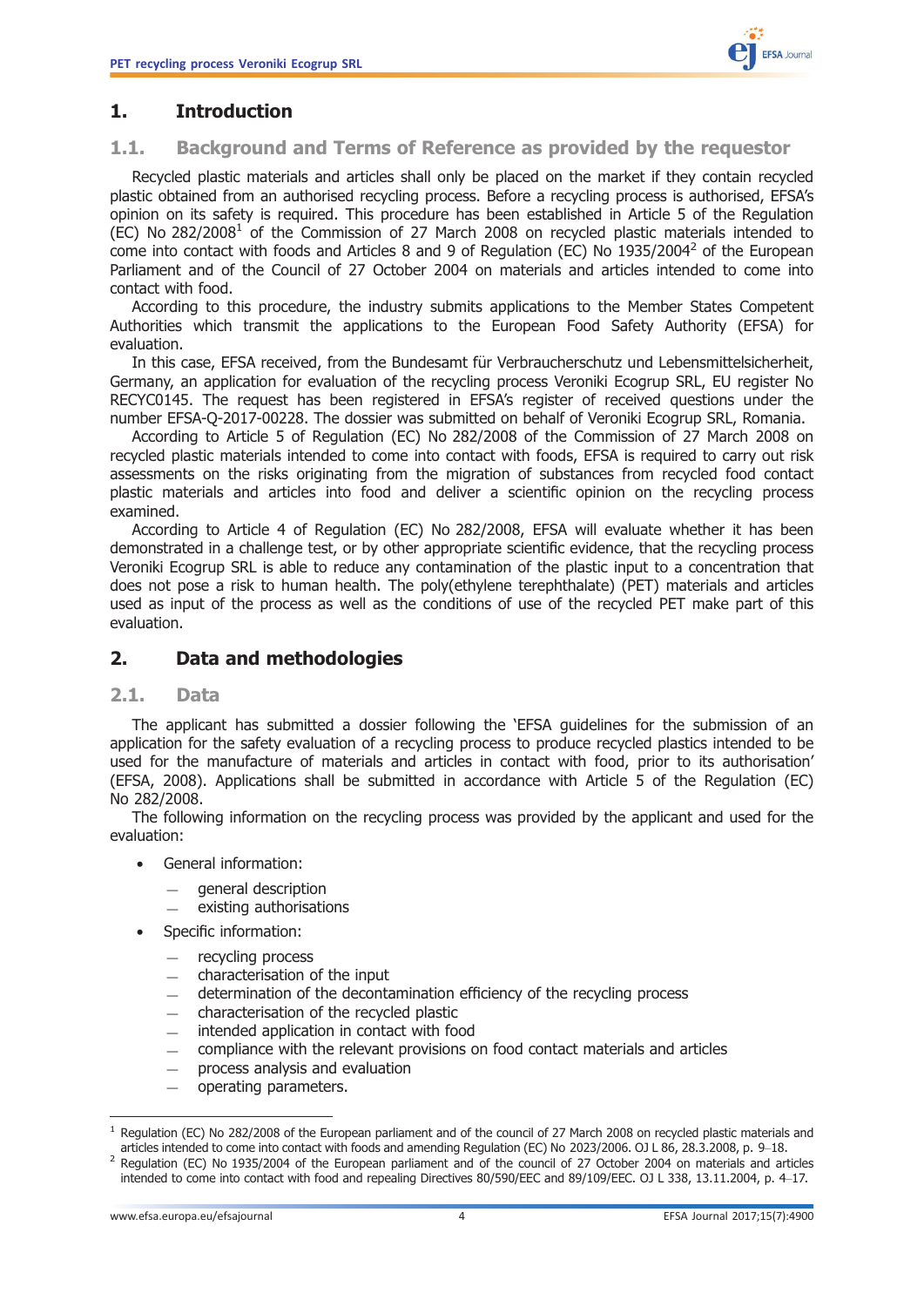# 1. Introduction

## 1.1. Background and Terms of Reference as provided by the requestor

Recycled plastic materials and articles shall only be placed on the market if they contain recycled plastic obtained from an authorised recycling process. Before a recycling process is authorised, EFSA's opinion on its safety is required. This procedure has been established in Article 5 of the Regulation (EC) No 282/2008[1] of the Commission of 27 March 2008 on recycled plastic materials intended to come into contact with foods and Articles 8 and 9 of Regulation (EC) No 1935/2004[2] of the European Parliament and of the Council of 27 October 2004 on materials and articles intended to come into contact with food.

According to this procedure, the industry submits applications to the Member States Competent Authorities which transmit the applications to the European Food Safety Authority (EFSA) for evaluation.

In this case, EFSA received, from the Bundesamt für Verbraucherschutz und Lebensmittelsicherheit, Germany, an application for evaluation of the recycling process Veroniki Ecogrup SRL, EU register No RECYC0145. The request has been registered in EFSA's register of received questions under the number EFSA-Q-2017-00228. The dossier was submitted on behalf of Veroniki Ecogrup SRL, Romania.

According to Article 5 of Regulation (EC) No 282/2008 of the Commission of 27 March 2008 on recycled plastic materials intended to come into contact with foods, EFSA is required to carry out risk assessments on the risks originating from the migration of substances from recycled food contact plastic materials and articles into food and deliver a scientific opinion on the recycling process examined.

According to Article 4 of Regulation (EC) No 282/2008, EFSA will evaluate whether it has been demonstrated in a challenge test, or by other appropriate scientific evidence, that the recycling process Veroniki Ecogrup SRL is able to reduce any contamination of the plastic input to a concentration that does not pose a risk to human health. The poly(ethylene terephthalate) (PET) materials and articles used as input of the process as well as the conditions of use of the recycled PET make part of this evaluation.

# 2. Data and methodologies

## 2.1. Data

The applicant has submitted a dossier following the 'EFSA guidelines for the submission of an application for the safety evaluation of a recycling process to produce recycled plastics intended to be used for the manufacture of materials and articles in contact with food, prior to its authorisation' (EFSA, 2008). Applications shall be submitted in accordance with Article 5 of the Regulation (EC) No 282/2008.

The following information on the recycling process was provided by the applicant and used for the evaluation:

- General information:
  - general description
  - existing authorisations
- Specific information:
  - recycling process
  - characterisation of the input
  - determination of the decontamination efficiency of the recycling process
  - characterisation of the recycled plastic
  - intended application in contact with food
  - compliance with the relevant provisions on food contact materials and articles
  - process analysis and evaluation
  - operating parameters.

---

[1] Regulation (EC) No 282/2008 of the European parliament and of the council of 27 March 2008 on recycled plastic materials and articles intended to come into contact with foods and amending Regulation (EC) No 2023/2006. OJ L 86, 28.3.2008, p. 9–18.

[2] Regulation (EC) No 1935/2004 of the European parliament and of the council of 27 October 2004 on materials and articles intended to come into contact with food and repealing Directives 80/590/EEC and 89/109/EEC. OJ L 338, 13.11.2004, p. 4–17.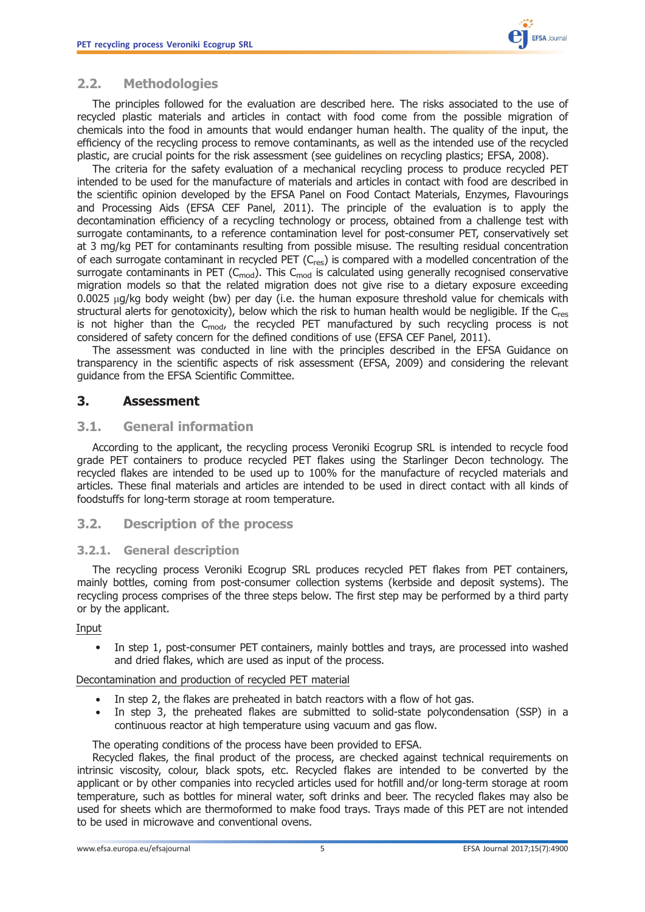## 2.2. Methodologies

The principles followed for the evaluation are described here. The risks associated to the use of recycled plastic materials and articles in contact with food come from the possible migration of chemicals into the food in amounts that would endanger human health. The quality of the input, the efficiency of the recycling process to remove contaminants, as well as the intended use of the recycled plastic, are crucial points for the risk assessment (see guidelines on recycling plastics; EFSA, 2008).

The criteria for the safety evaluation of a mechanical recycling process to produce recycled PET intended to be used for the manufacture of materials and articles in contact with food are described in the scientific opinion developed by the EFSA Panel on Food Contact Materials, Enzymes, Flavourings and Processing Aids (EFSA CEF Panel, 2011). The principle of the evaluation is to apply the decontamination efficiency of a recycling technology or process, obtained from a challenge test with surrogate contaminants, to a reference contamination level for post-consumer PET, conservatively set at 3 mg/kg PET for contaminants resulting from possible misuse. The resulting residual concentration of each surrogate contaminant in recycled PET ($C_{res}$) is compared with a modelled concentration of the surrogate contaminants in PET ($C_{mod}$). This $C_{mod}$ is calculated using generally recognised conservative migration models so that the related migration does not give rise to a dietary exposure exceeding 0.0025 μg/kg body weight (bw) per day (i.e. the human exposure threshold value for chemicals with structural alerts for genotoxicity), below which the risk to human health would be negligible. If the $C_{res}$ is not higher than the $C_{mod}$, the recycled PET manufactured by such recycling process is not considered of safety concern for the defined conditions of use (EFSA CEF Panel, 2011).

The assessment was conducted in line with the principles described in the EFSA Guidance on transparency in the scientific aspects of risk assessment (EFSA, 2009) and considering the relevant guidance from the EFSA Scientific Committee.

# 3. Assessment

## 3.1. General information

According to the applicant, the recycling process Veroniki Ecogrup SRL is intended to recycle food grade PET containers to produce recycled PET flakes using the Starlinger Decon technology. The recycled flakes are intended to be used up to 100% for the manufacture of recycled materials and articles. These final materials and articles are intended to be used in direct contact with all kinds of foodstuffs for long-term storage at room temperature.

## 3.2. Description of the process

### 3.2.1. General description

The recycling process Veroniki Ecogrup SRL produces recycled PET flakes from PET containers, mainly bottles, coming from post-consumer collection systems (kerbside and deposit systems). The recycling process comprises of the three steps below. The first step may be performed by a third party or by the applicant.

Input

- In step 1, post-consumer PET containers, mainly bottles and trays, are processed into washed and dried flakes, which are used as input of the process.

Decontamination and production of recycled PET material

- In step 2, the flakes are preheated in batch reactors with a flow of hot gas.
- In step 3, the preheated flakes are submitted to solid-state polycondensation (SSP) in a continuous reactor at high temperature using vacuum and gas flow.

The operating conditions of the process have been provided to EFSA.

Recycled flakes, the final product of the process, are checked against technical requirements on intrinsic viscosity, colour, black spots, etc. Recycled flakes are intended to be converted by the applicant or by other companies into recycled articles used for hotfill and/or long-term storage at room temperature, such as bottles for mineral water, soft drinks and beer. The recycled flakes may also be used for sheets which are thermoformed to make food trays. Trays made of this PET are not intended to be used in microwave and conventional ovens.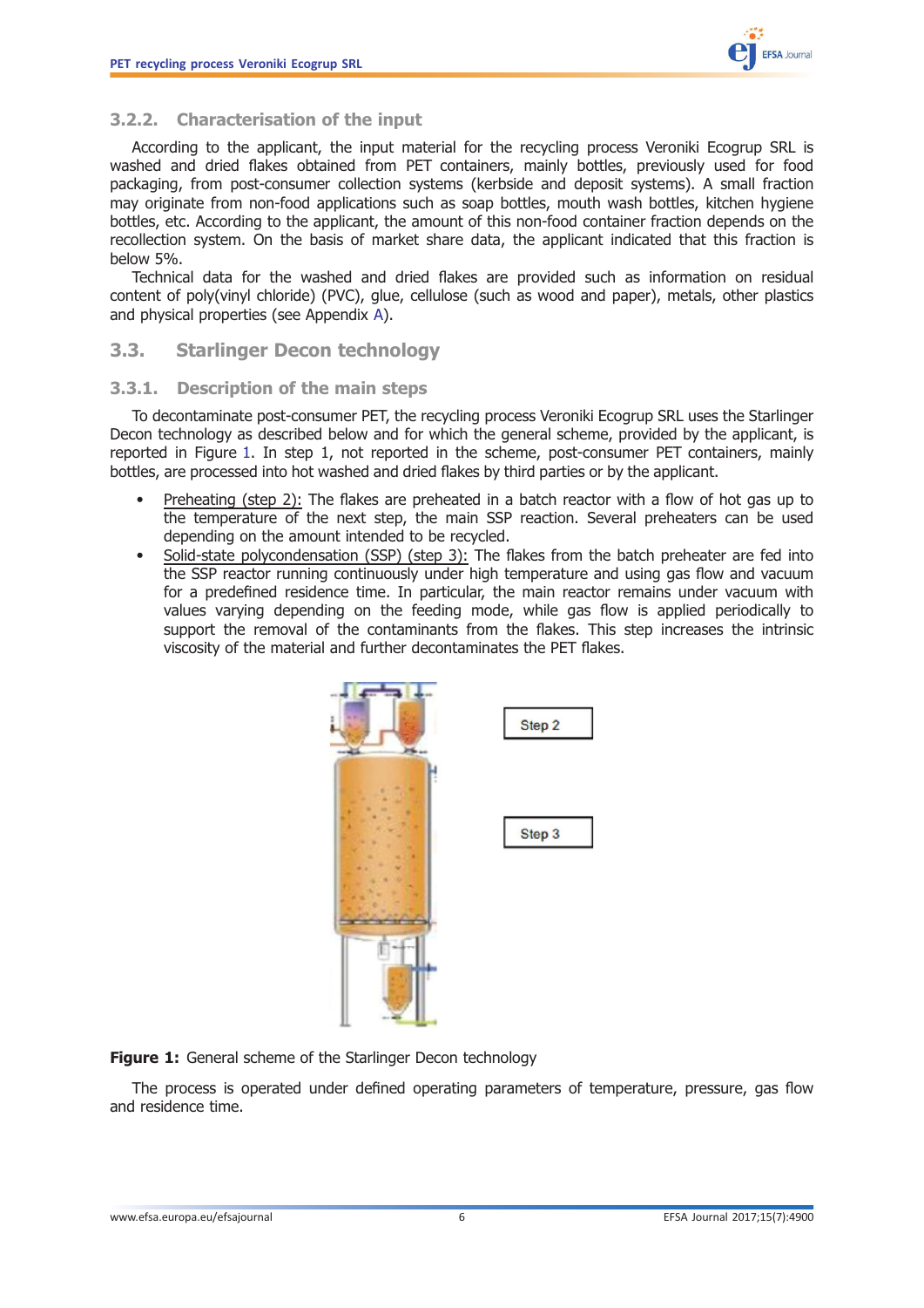### 3.2.2. Characterisation of the input

According to the applicant, the input material for the recycling process Veroniki Ecogrup SRL is washed and dried flakes obtained from PET containers, mainly bottles, previously used for food packaging, from post-consumer collection systems (kerbside and deposit systems). A small fraction may originate from non-food applications such as soap bottles, mouth wash bottles, kitchen hygiene bottles, etc. According to the applicant, the amount of this non-food container fraction depends on the recollection system. On the basis of market share data, the applicant indicated that this fraction is below 5%.

Technical data for the washed and dried flakes are provided such as information on residual content of poly(vinyl chloride) (PVC), glue, cellulose (such as wood and paper), metals, other plastics and physical properties (see Appendix A).

## 3.3. Starlinger Decon technology

### 3.3.1. Description of the main steps

To decontaminate post-consumer PET, the recycling process Veroniki Ecogrup SRL uses the Starlinger Decon technology as described below and for which the general scheme, provided by the applicant, is reported in Figure 1. In step 1, not reported in the scheme, post-consumer PET containers, mainly bottles, are processed into hot washed and dried flakes by third parties or by the applicant.

- Preheating (step 2): The flakes are preheated in a batch reactor with a flow of hot gas up to the temperature of the next step, the main SSP reaction. Several preheaters can be used depending on the amount intended to be recycled.
- Solid-state polycondensation (SSP) (step 3): The flakes from the batch preheater are fed into the SSP reactor running continuously under high temperature and using gas flow and vacuum for a predefined residence time. In particular, the main reactor remains under vacuum with values varying depending on the feeding mode, while gas flow is applied periodically to support the removal of the contaminants from the flakes. This step increases the intrinsic viscosity of the material and further decontaminates the PET flakes.

Step 2

Step 3

**Figure 1:** General scheme of the Starlinger Decon technology

The process is operated under defined operating parameters of temperature, pressure, gas flow and residence time.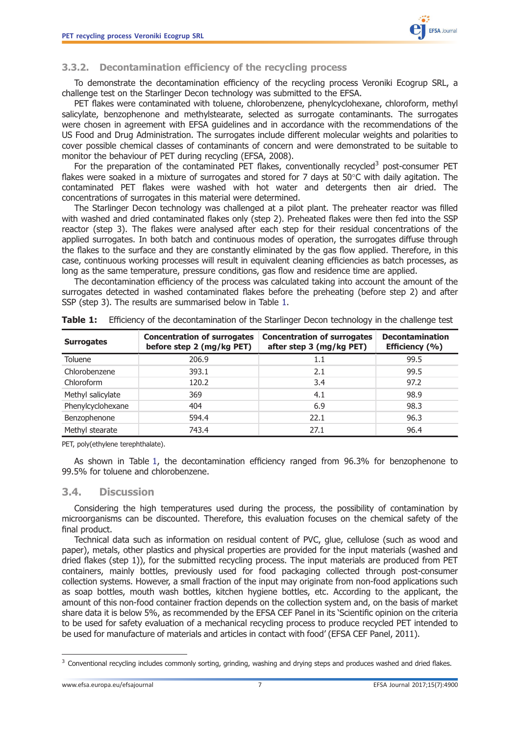### 3.3.2. Decontamination efficiency of the recycling process

To demonstrate the decontamination efficiency of the recycling process Veroniki Ecogrup SRL, a challenge test on the Starlinger Decon technology was submitted to the EFSA.

PET flakes were contaminated with toluene, chlorobenzene, phenylcyclohexane, chloroform, methyl salicylate, benzophenone and methylstearate, selected as surrogate contaminants. The surrogates were chosen in agreement with EFSA guidelines and in accordance with the recommendations of the US Food and Drug Administration. The surrogates include different molecular weights and polarities to cover possible chemical classes of contaminants of concern and were demonstrated to be suitable to monitor the behaviour of PET during recycling (EFSA, 2008).

For the preparation of the contaminated PET flakes, conventionally recycled[3] post-consumer PET flakes were soaked in a mixture of surrogates and stored for 7 days at 50°C with daily agitation. The contaminated PET flakes were washed with hot water and detergents then air dried. The concentrations of surrogates in this material were determined.

The Starlinger Decon technology was challenged at a pilot plant. The preheater reactor was filled with washed and dried contaminated flakes only (step 2). Preheated flakes were then fed into the SSP reactor (step 3). The flakes were analysed after each step for their residual concentrations of the applied surrogates. In both batch and continuous modes of operation, the surrogates diffuse through the flakes to the surface and they are constantly eliminated by the gas flow applied. Therefore, in this case, continuous working processes will result in equivalent cleaning efficiencies as batch processes, as long as the same temperature, pressure conditions, gas flow and residence time are applied.

The decontamination efficiency of the process was calculated taking into account the amount of the surrogates detected in washed contaminated flakes before the preheating (before step 2) and after SSP (step 3). The results are summarised below in Table 1.

**Table 1:** Efficiency of the decontamination of the Starlinger Decon technology in the challenge test

| Surrogates | Concentration of surrogates before step 2 (mg/kg PET) | Concentration of surrogates after step 3 (mg/kg PET) | Decontamination Efficiency (%) |
|---|---|---|---|
| Toluene | 206.9 | 1.1 | 99.5 |
| Chlorobenzene | 393.1 | 2.1 | 99.5 |
| Chloroform | 120.2 | 3.4 | 97.2 |
| Methyl salicylate | 369 | 4.1 | 98.9 |
| Phenylcyclohexane | 404 | 6.9 | 98.3 |
| Benzophenone | 594.4 | 22.1 | 96.3 |
| Methyl stearate | 743.4 | 27.1 | 96.4 |

PET, poly(ethylene terephthalate).

As shown in Table 1, the decontamination efficiency ranged from 96.3% for benzophenone to 99.5% for toluene and chlorobenzene.

## 3.4. Discussion

Considering the high temperatures used during the process, the possibility of contamination by microorganisms can be discounted. Therefore, this evaluation focuses on the chemical safety of the final product.

Technical data such as information on residual content of PVC, glue, cellulose (such as wood and paper), metals, other plastics and physical properties are provided for the input materials (washed and dried flakes (step 1)), for the submitted recycling process. The input materials are produced from PET containers, mainly bottles, previously used for food packaging collected through post-consumer collection systems. However, a small fraction of the input may originate from non-food applications such as soap bottles, mouth wash bottles, kitchen hygiene bottles, etc. According to the applicant, the amount of this non-food container fraction depends on the collection system and, on the basis of market share data it is below 5%, as recommended by the EFSA CEF Panel in its 'Scientific opinion on the criteria to be used for safety evaluation of a mechanical recycling process to produce recycled PET intended to be used for manufacture of materials and articles in contact with food' (EFSA CEF Panel, 2011).

[3] Conventional recycling includes commonly sorting, grinding, washing and drying steps and produces washed and dried flakes.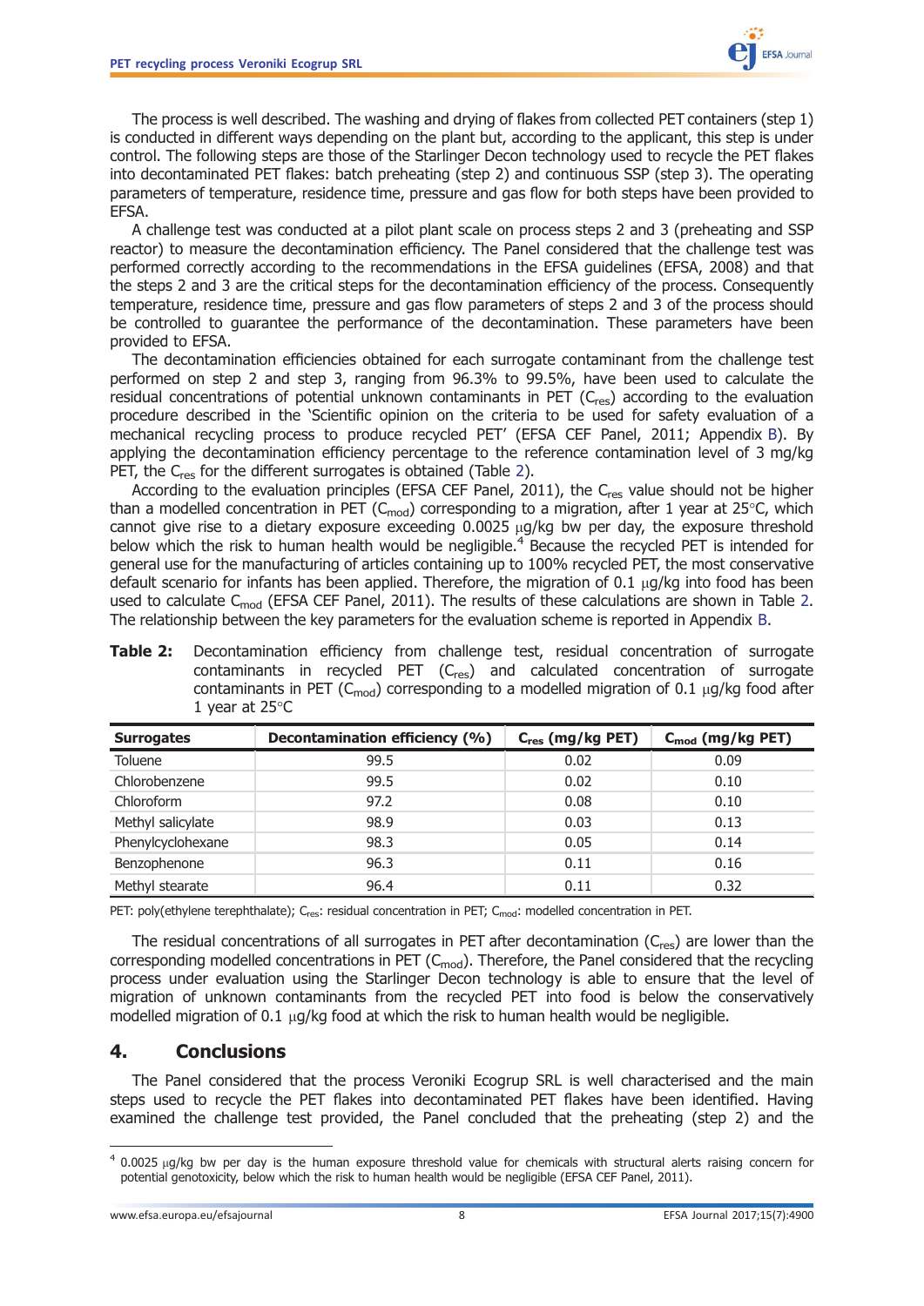The process is well described. The washing and drying of flakes from collected PET containers (step 1) is conducted in different ways depending on the plant but, according to the applicant, this step is under control. The following steps are those of the Starlinger Decon technology used to recycle the PET flakes into decontaminated PET flakes: batch preheating (step 2) and continuous SSP (step 3). The operating parameters of temperature, residence time, pressure and gas flow for both steps have been provided to EFSA.

A challenge test was conducted at a pilot plant scale on process steps 2 and 3 (preheating and SSP reactor) to measure the decontamination efficiency. The Panel considered that the challenge test was performed correctly according to the recommendations in the EFSA guidelines (EFSA, 2008) and that the steps 2 and 3 are the critical steps for the decontamination efficiency of the process. Consequently temperature, residence time, pressure and gas flow parameters of steps 2 and 3 of the process should be controlled to guarantee the performance of the decontamination. These parameters have been provided to EFSA.

The decontamination efficiencies obtained for each surrogate contaminant from the challenge test performed on step 2 and step 3, ranging from 96.3% to 99.5%, have been used to calculate the residual concentrations of potential unknown contaminants in PET ($C_{res}$) according to the evaluation procedure described in the 'Scientific opinion on the criteria to be used for safety evaluation of a mechanical recycling process to produce recycled PET' (EFSA CEF Panel, 2011; Appendix B). By applying the decontamination efficiency percentage to the reference contamination level of 3 mg/kg PET, the $C_{res}$ for the different surrogates is obtained (Table 2).

According to the evaluation principles (EFSA CEF Panel, 2011), the $C_{res}$ value should not be higher than a modelled concentration in PET ($C_{mod}$) corresponding to a migration, after 1 year at 25°C, which cannot give rise to a dietary exposure exceeding 0.0025 μg/kg bw per day, the exposure threshold below which the risk to human health would be negligible.[4] Because the recycled PET is intended for general use for the manufacturing of articles containing up to 100% recycled PET, the most conservative default scenario for infants has been applied. Therefore, the migration of 0.1 μg/kg into food has been used to calculate $C_{mod}$ (EFSA CEF Panel, 2011). The results of these calculations are shown in Table 2. The relationship between the key parameters for the evaluation scheme is reported in Appendix B.

**Table 2:** Decontamination efficiency from challenge test, residual concentration of surrogate contaminants in recycled PET ($C_{res}$) and calculated concentration of surrogate contaminants in PET ($C_{mod}$) corresponding to a modelled migration of 0.1 μg/kg food after 1 year at 25°C

| Surrogates | Decontamination efficiency (%) | $C_{res}$ (mg/kg PET) | $C_{mod}$ (mg/kg PET) |
|---|---|---|---|
| Toluene | 99.5 | 0.02 | 0.09 |
| Chlorobenzene | 99.5 | 0.02 | 0.10 |
| Chloroform | 97.2 | 0.08 | 0.10 |
| Methyl salicylate | 98.9 | 0.03 | 0.13 |
| Phenylcyclohexane | 98.3 | 0.05 | 0.14 |
| Benzophenone | 96.3 | 0.11 | 0.16 |
| Methyl stearate | 96.4 | 0.11 | 0.32 |

PET: poly(ethylene terephthalate); $C_{res}$: residual concentration in PET; $C_{mod}$: modelled concentration in PET.

The residual concentrations of all surrogates in PET after decontamination ($C_{res}$) are lower than the corresponding modelled concentrations in PET ($C_{mod}$). Therefore, the Panel considered that the recycling process under evaluation using the Starlinger Decon technology is able to ensure that the level of migration of unknown contaminants from the recycled PET into food is below the conservatively modelled migration of 0.1 μg/kg food at which the risk to human health would be negligible.

## 4. Conclusions

The Panel considered that the process Veroniki Ecogrup SRL is well characterised and the main steps used to recycle the PET flakes into decontaminated PET flakes have been identified. Having examined the challenge test provided, the Panel concluded that the preheating (step 2) and the

[4] 0.0025 μg/kg bw per day is the human exposure threshold value for chemicals with structural alerts raising concern for potential genotoxicity, below which the risk to human health would be negligible (EFSA CEF Panel, 2011).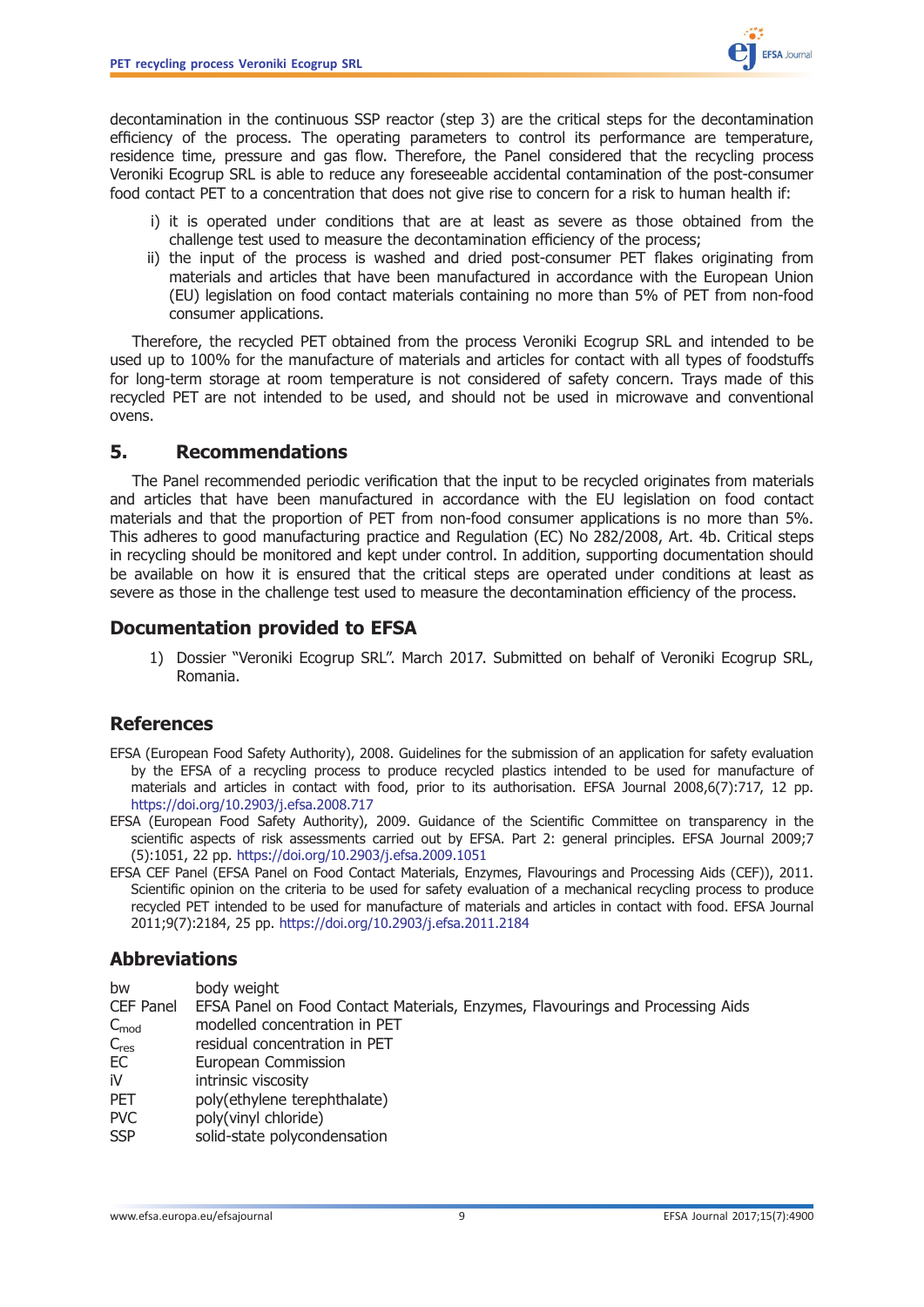decontamination in the continuous SSP reactor (step 3) are the critical steps for the decontamination efficiency of the process. The operating parameters to control its performance are temperature, residence time, pressure and gas flow. Therefore, the Panel considered that the recycling process Veroniki Ecogrup SRL is able to reduce any foreseeable accidental contamination of the post-consumer food contact PET to a concentration that does not give rise to concern for a risk to human health if:

i) it is operated under conditions that are at least as severe as those obtained from the challenge test used to measure the decontamination efficiency of the process;
ii) the input of the process is washed and dried post-consumer PET flakes originating from materials and articles that have been manufactured in accordance with the European Union (EU) legislation on food contact materials containing no more than 5% of PET from non-food consumer applications.

Therefore, the recycled PET obtained from the process Veroniki Ecogrup SRL and intended to be used up to 100% for the manufacture of materials and articles for contact with all types of foodstuffs for long-term storage at room temperature is not considered of safety concern. Trays made of this recycled PET are not intended to be used, and should not be used in microwave and conventional ovens.

## 5. Recommendations

The Panel recommended periodic verification that the input to be recycled originates from materials and articles that have been manufactured in accordance with the EU legislation on food contact materials and that the proportion of PET from non-food consumer applications is no more than 5%. This adheres to good manufacturing practice and Regulation (EC) No 282/2008, Art. 4b. Critical steps in recycling should be monitored and kept under control. In addition, supporting documentation should be available on how it is ensured that the critical steps are operated under conditions at least as severe as those in the challenge test used to measure the decontamination efficiency of the process.

## Documentation provided to EFSA

1) Dossier "Veroniki Ecogrup SRL". March 2017. Submitted on behalf of Veroniki Ecogrup SRL, Romania.

## References

EFSA (European Food Safety Authority), 2008. Guidelines for the submission of an application for safety evaluation by the EFSA of a recycling process to produce recycled plastics intended to be used for manufacture of materials and articles in contact with food, prior to its authorisation. EFSA Journal 2008,6(7):717, 12 pp. https://doi.org/10.2903/j.efsa.2008.717

EFSA (European Food Safety Authority), 2009. Guidance of the Scientific Committee on transparency in the scientific aspects of risk assessments carried out by EFSA. Part 2: general principles. EFSA Journal 2009;7(5):1051, 22 pp. https://doi.org/10.2903/j.efsa.2009.1051

EFSA CEF Panel (EFSA Panel on Food Contact Materials, Enzymes, Flavourings and Processing Aids (CEF)), 2011. Scientific opinion on the criteria to be used for safety evaluation of a mechanical recycling process to produce recycled PET intended to be used for manufacture of materials and articles in contact with food. EFSA Journal 2011;9(7):2184, 25 pp. https://doi.org/10.2903/j.efsa.2011.2184

## Abbreviations

| | |
|---|---|
| bw | body weight |
| CEF Panel | EFSA Panel on Food Contact Materials, Enzymes, Flavourings and Processing Aids |
| $C_{mod}$ | modelled concentration in PET |
| $C_{res}$ | residual concentration in PET |
| EC | European Commission |
| iV | intrinsic viscosity |
| PET | poly(ethylene terephthalate) |
| PVC | poly(vinyl chloride) |
| SSP | solid-state polycondensation |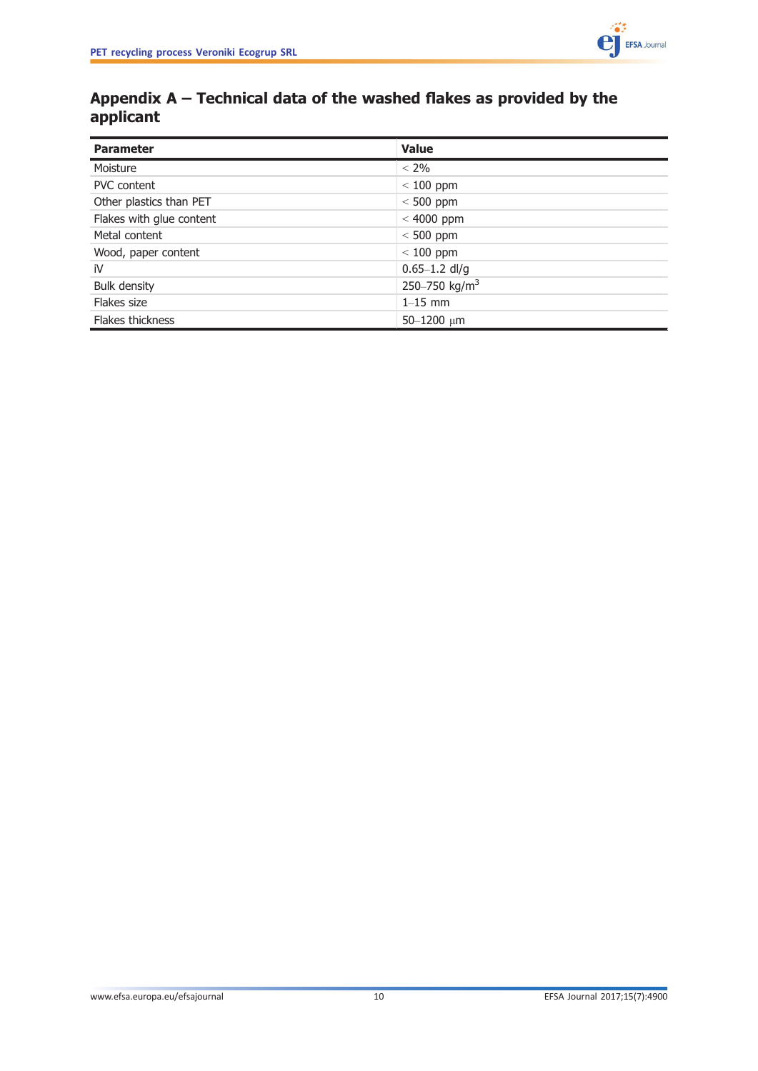# Appendix A – Technical data of the washed flakes as provided by the applicant

| Parameter | Value |
|---|---|
| Moisture | < 2% |
| PVC content | < 100 ppm |
| Other plastics than PET | < 500 ppm |
| Flakes with glue content | < 4000 ppm |
| Metal content | < 500 ppm |
| Wood, paper content | < 100 ppm |
| iV | 0.65–1.2 dl/g |
| Bulk density | 250–750 kg/$m^3$ |
| Flakes size | 1–15 mm |
| Flakes thickness | 50–1200 μm |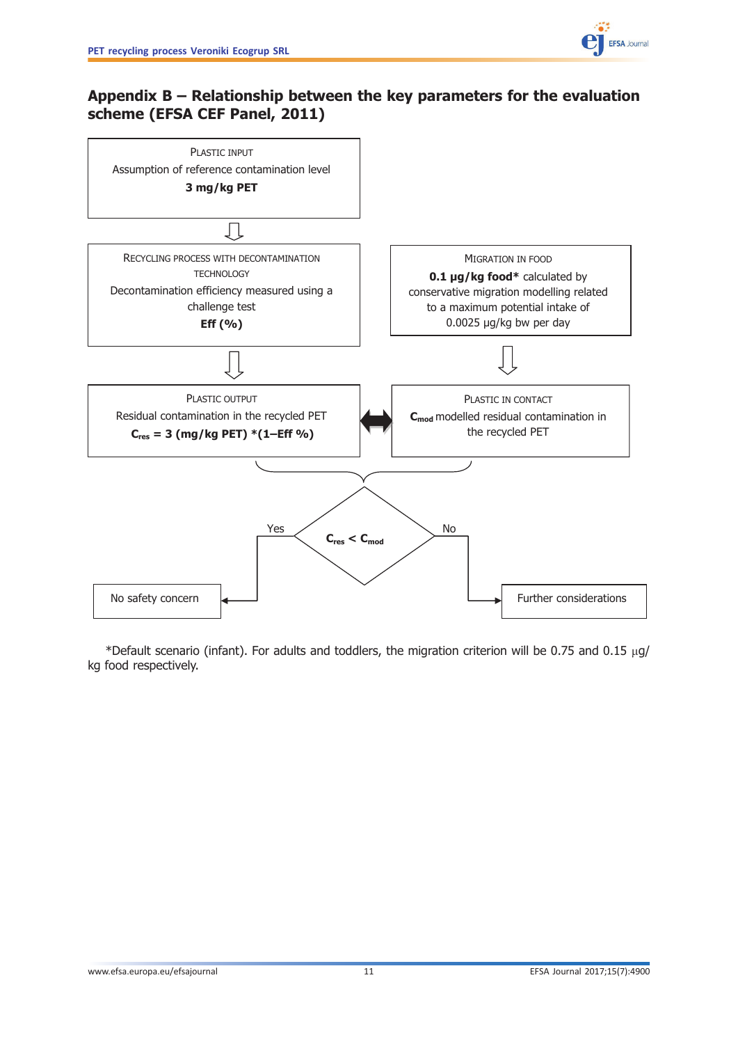# Appendix B – Relationship between the key parameters for the evaluation scheme (EFSA CEF Panel, 2011)

PLASTIC INPUT

Assumption of reference contamination level

**3 mg/kg PET**

⇩

RECYCLING PROCESS WITH DECONTAMINATION TECHNOLOGY

Decontamination efficiency measured using a challenge test

**Eff (%)**

⇩

PLASTIC OUTPUT

Residual contamination in the recycled PET

$C_{res}$ **= 3 (mg/kg PET) *(1–Eff %)**

MIGRATION IN FOOD

**0.1 μg/kg food*** calculated by conservative migration modelling related to a maximum potential intake of 0.0025 μg/kg bw per day

⇩

PLASTIC IN CONTACT

$C_{mod}$ modelled residual contamination in the recycled PET

$C_{res} < C_{mod}$

- Yes → No safety concern
- No → Further considerations

*Default scenario (infant). For adults and toddlers, the migration criterion will be 0.75 and 0.15 μg/kg food respectively.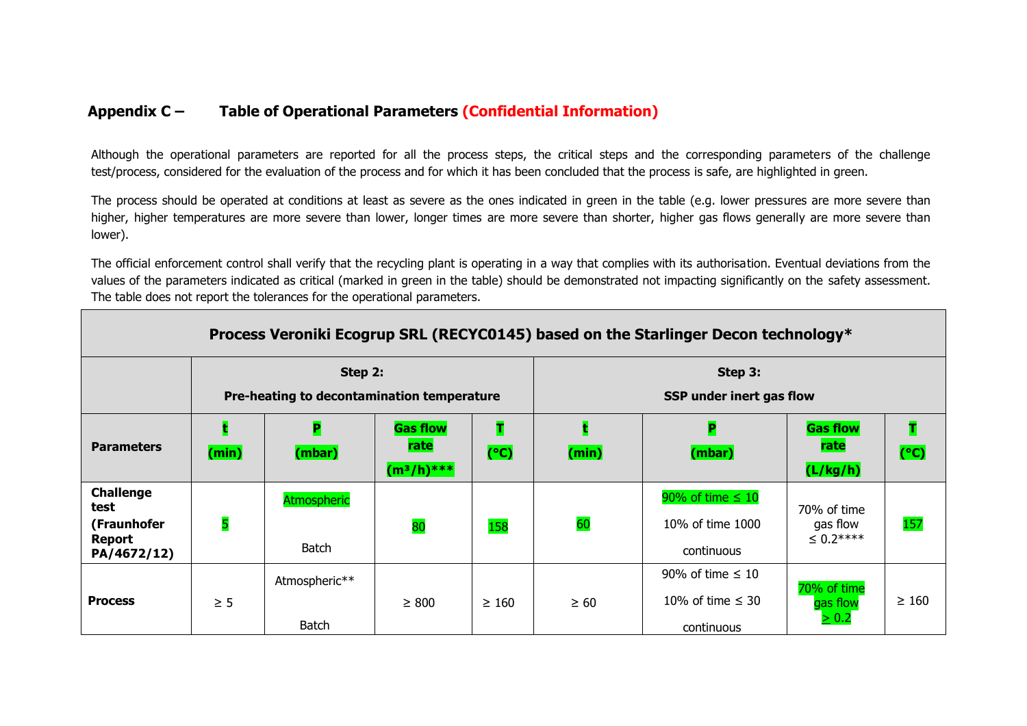## Appendix C – Table of Operational Parameters (Confidential Information)

Although the operational parameters are reported for all the process steps, the critical steps and the corresponding parameters of the challenge test/process, considered for the evaluation of the process and for which it has been concluded that the process is safe, are highlighted in green.

The process should be operated at conditions at least as severe as the ones indicated in green in the table (e.g. lower pressures are more severe than higher, higher temperatures are more severe than lower, longer times are more severe than shorter, higher gas flows generally are more severe than lower).

The official enforcement control shall verify that the recycling plant is operating in a way that complies with its authorisation. Eventual deviations from the values of the parameters indicated as critical (marked in green in the table) should be demonstrated not impacting significantly on the safety assessment. The table does not report the tolerances for the operational parameters.

| Process Veroniki Ecogrup SRL (RECYC0145) based on the Starlinger Decon technology* | | | | | | | | |
|---|---|---|---|---|---|---|---|---|
| | Step 2: Pre-heating to decontamination temperature | | | | Step 3: SSP under inert gas flow | | | |
| **Parameters** | **t (min)** | **P (mbar)** | **Gas flow rate ($m^3/h$)*** ** | **T (°C)** | **t (min)** | **P (mbar)** | **Gas flow rate (L/kg/h)** | **T (°C)** |
| **Challenge test (Fraunhofer Report PA/4672/12)** | 5 | Atmospheric<br>Batch | 80 | 158 | 60 | 90% of time ≤ 10<br>10% of time 1000<br>continuous | 70% of time gas flow ≤ 0.2**** | 157 |
| **Process** | ≥ 5 | Atmospheric**<br>Batch | ≥ 800 | ≥ 160 | ≥ 60 | 90% of time ≤ 10<br>10% of time ≤ 30<br>continuous | 70% of time gas flow ≥ 0.2 | ≥ 160 |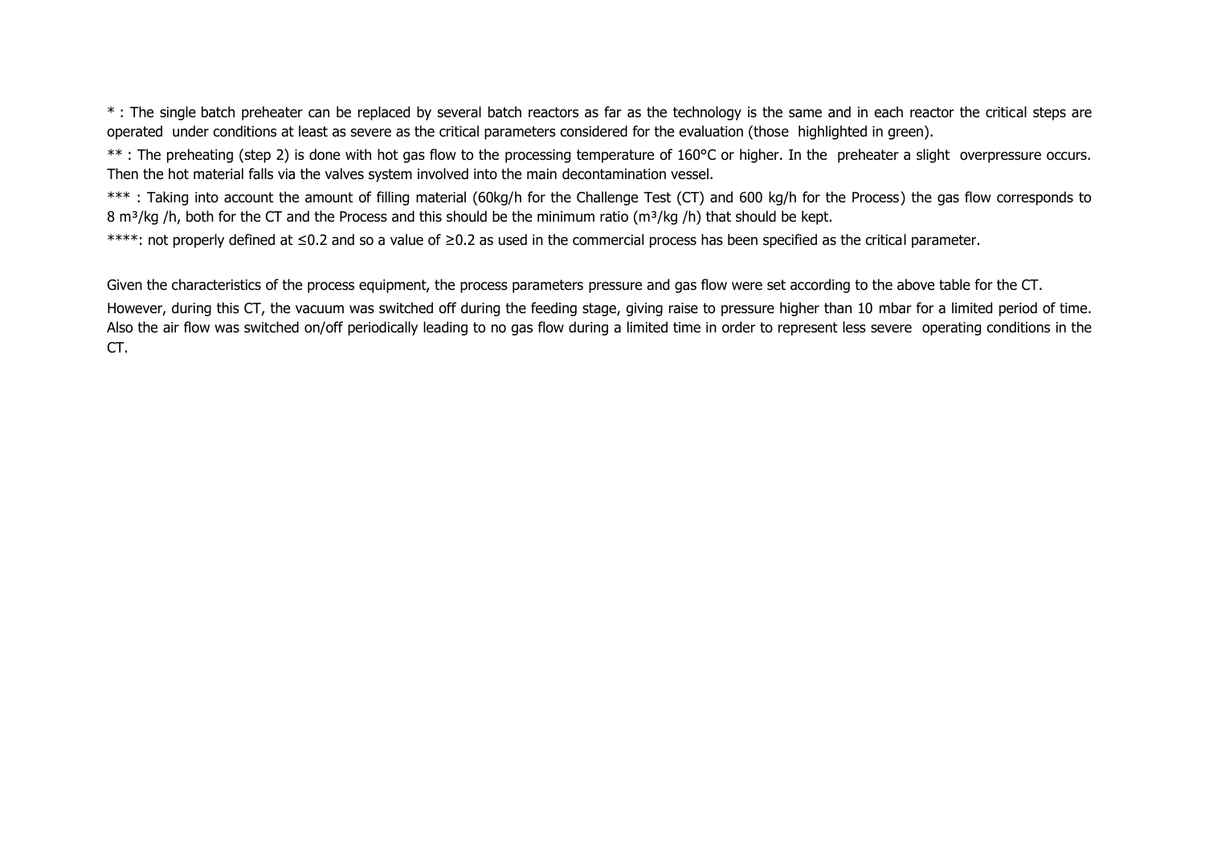* : The single batch preheater can be replaced by several batch reactors as far as the technology is the same and in each reactor the critical steps are operated under conditions at least as severe as the critical parameters considered for the evaluation (those highlighted in green).

** : The preheating (step 2) is done with hot gas flow to the processing temperature of 160°C or higher. In the preheater a slight overpressure occurs. Then the hot material falls via the valves system involved into the main decontamination vessel.

*** : Taking into account the amount of filling material (60kg/h for the Challenge Test (CT) and 600 kg/h for the Process) the gas flow corresponds to 8 $m^3$/kg /h, both for the CT and the Process and this should be the minimum ratio ($m^3$/kg /h) that should be kept.

****: not properly defined at ≤0.2 and so a value of ≥0.2 as used in the commercial process has been specified as the critical parameter.

Given the characteristics of the process equipment, the process parameters pressure and gas flow were set according to the above table for the CT.

However, during this CT, the vacuum was switched off during the feeding stage, giving raise to pressure higher than 10 mbar for a limited period of time. Also the air flow was switched on/off periodically leading to no gas flow during a limited time in order to represent less severe operating conditions in the CT.